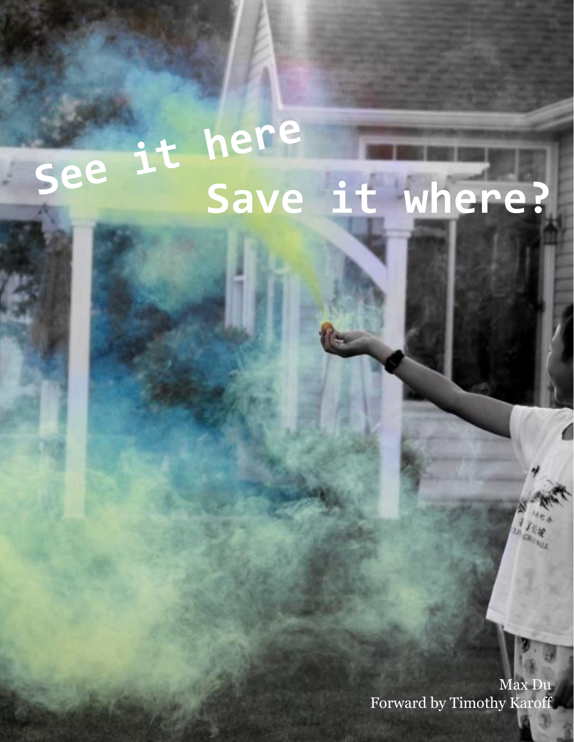# See it here
# Save it where?

Max Du

Forward by Timothy Karoff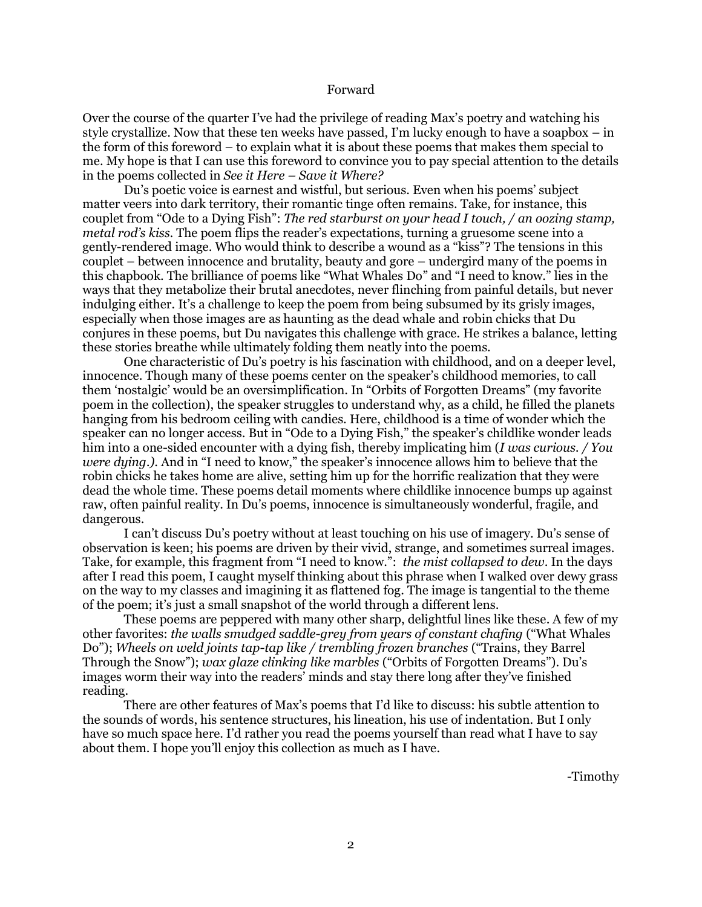# Forward

Over the course of the quarter I've had the privilege of reading Max's poetry and watching his style crystallize. Now that these ten weeks have passed, I'm lucky enough to have a soapbox – in the form of this foreword – to explain what it is about these poems that makes them special to me. My hope is that I can use this foreword to convince you to pay special attention to the details in the poems collected in *See it Here – Save it Where?*

Du's poetic voice is earnest and wistful, but serious. Even when his poems' subject matter veers into dark territory, their romantic tinge often remains. Take, for instance, this couplet from "Ode to a Dying Fish": *The red starburst on your head I touch, / an oozing stamp, metal rod's kiss.* The poem flips the reader's expectations, turning a gruesome scene into a gently-rendered image. Who would think to describe a wound as a "kiss"? The tensions in this couplet – between innocence and brutality, beauty and gore – undergird many of the poems in this chapbook. The brilliance of poems like "What Whales Do" and "I need to know." lies in the ways that they metabolize their brutal anecdotes, never flinching from painful details, but never indulging either. It's a challenge to keep the poem from being subsumed by its grisly images, especially when those images are as haunting as the dead whale and robin chicks that Du conjures in these poems, but Du navigates this challenge with grace. He strikes a balance, letting these stories breathe while ultimately folding them neatly into the poems.

One characteristic of Du's poetry is his fascination with childhood, and on a deeper level, innocence. Though many of these poems center on the speaker's childhood memories, to call them 'nostalgic' would be an oversimplification. In "Orbits of Forgotten Dreams" (my favorite poem in the collection), the speaker struggles to understand why, as a child, he filled the planets hanging from his bedroom ceiling with candies. Here, childhood is a time of wonder which the speaker can no longer access. But in "Ode to a Dying Fish," the speaker's childlike wonder leads him into a one-sided encounter with a dying fish, thereby implicating him (*I was curious. / You were dying.*). And in "I need to know," the speaker's innocence allows him to believe that the robin chicks he takes home are alive, setting him up for the horrific realization that they were dead the whole time. These poems detail moments where childlike innocence bumps up against raw, often painful reality. In Du's poems, innocence is simultaneously wonderful, fragile, and dangerous.

I can't discuss Du's poetry without at least touching on his use of imagery. Du's sense of observation is keen; his poems are driven by their vivid, strange, and sometimes surreal images. Take, for example, this fragment from "I need to know.": *the mist collapsed to dew*. In the days after I read this poem, I caught myself thinking about this phrase when I walked over dewy grass on the way to my classes and imagining it as flattened fog. The image is tangential to the theme of the poem; it's just a small snapshot of the world through a different lens.

These poems are peppered with many other sharp, delightful lines like these. A few of my other favorites: *the walls smudged saddle-grey from years of constant chafing* ("What Whales Do"); *Wheels on weld joints tap-tap like / trembling frozen branches* ("Trains, they Barrel Through the Snow"); *wax glaze clinking like marbles* ("Orbits of Forgotten Dreams"). Du's images worm their way into the readers' minds and stay there long after they've finished reading.

There are other features of Max's poems that I'd like to discuss: his subtle attention to the sounds of words, his sentence structures, his lineation, his use of indentation. But I only have so much space here. I'd rather you read the poems yourself than read what I have to say about them. I hope you'll enjoy this collection as much as I have.

-Timothy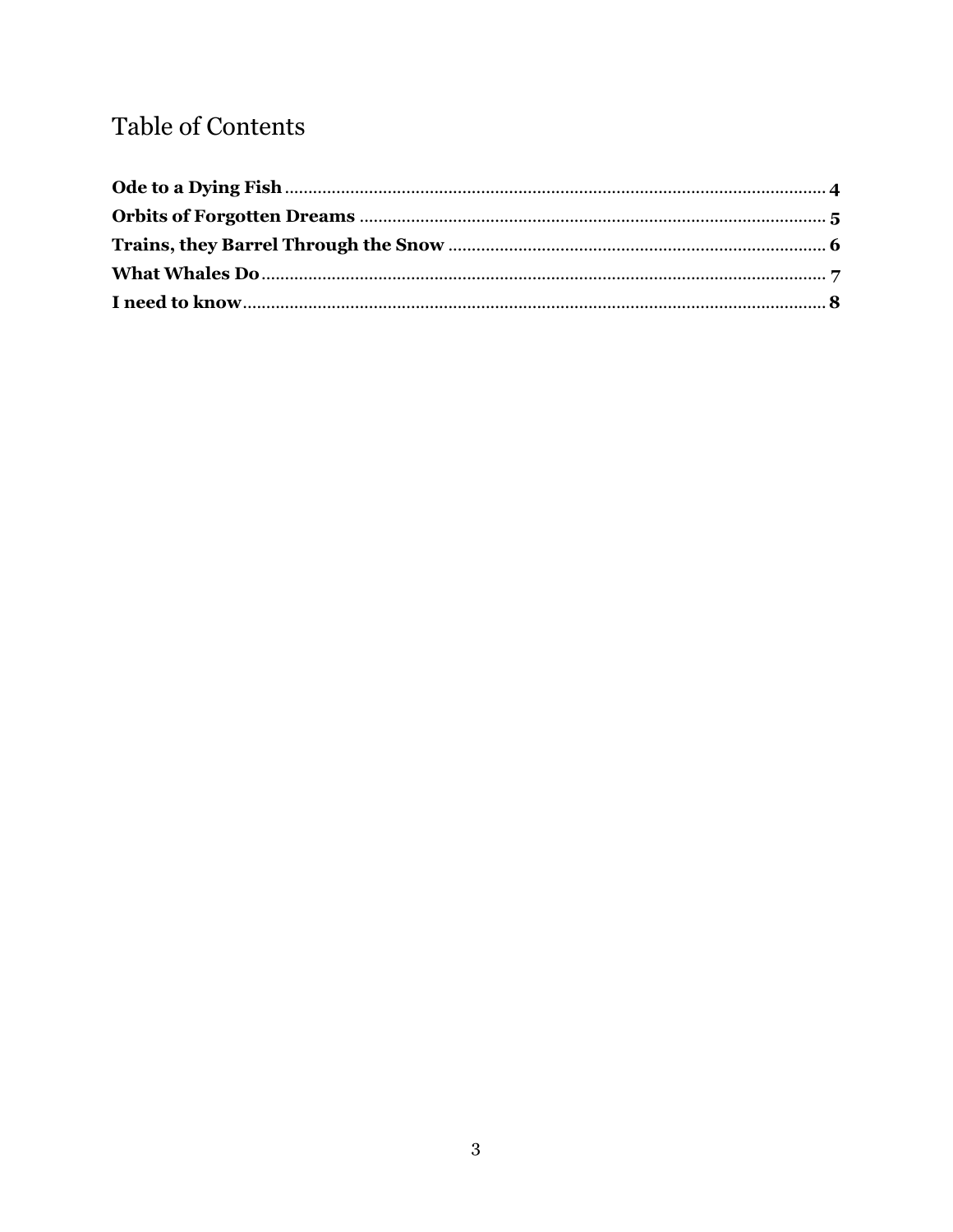# Table of Contents

**Ode to a Dying Fish** .......... **4**
**Orbits of Forgotten Dreams** .......... **5**
**Trains, they Barrel Through the Snow** .......... **6**
**What Whales Do** .......... **7**
**I need to know** .......... **8**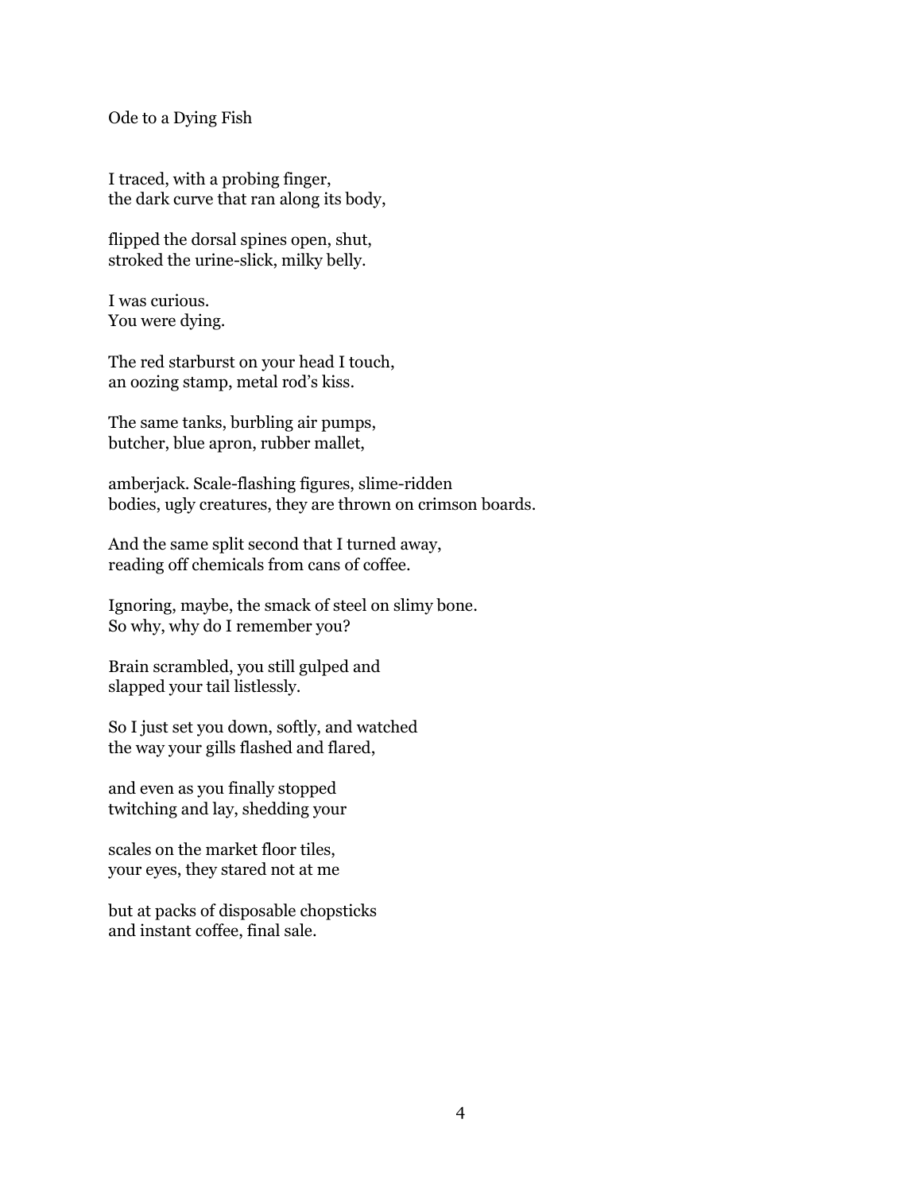# Ode to a Dying Fish

I traced, with a probing finger,  
the dark curve that ran along its body,

flipped the dorsal spines open, shut,  
stroked the urine-slick, milky belly.

I was curious.  
You were dying.

The red starburst on your head I touch,  
an oozing stamp, metal rod's kiss.

The same tanks, burbling air pumps,  
butcher, blue apron, rubber mallet,

amberjack. Scale-flashing figures, slime-ridden  
bodies, ugly creatures, they are thrown on crimson boards.

And the same split second that I turned away,  
reading off chemicals from cans of coffee.

Ignoring, maybe, the smack of steel on slimy bone.  
So why, why do I remember you?

Brain scrambled, you still gulped and  
slapped your tail listlessly.

So I just set you down, softly, and watched  
the way your gills flashed and flared,

and even as you finally stopped  
twitching and lay, shedding your

scales on the market floor tiles,  
your eyes, they stared not at me

but at packs of disposable chopsticks  
and instant coffee, final sale.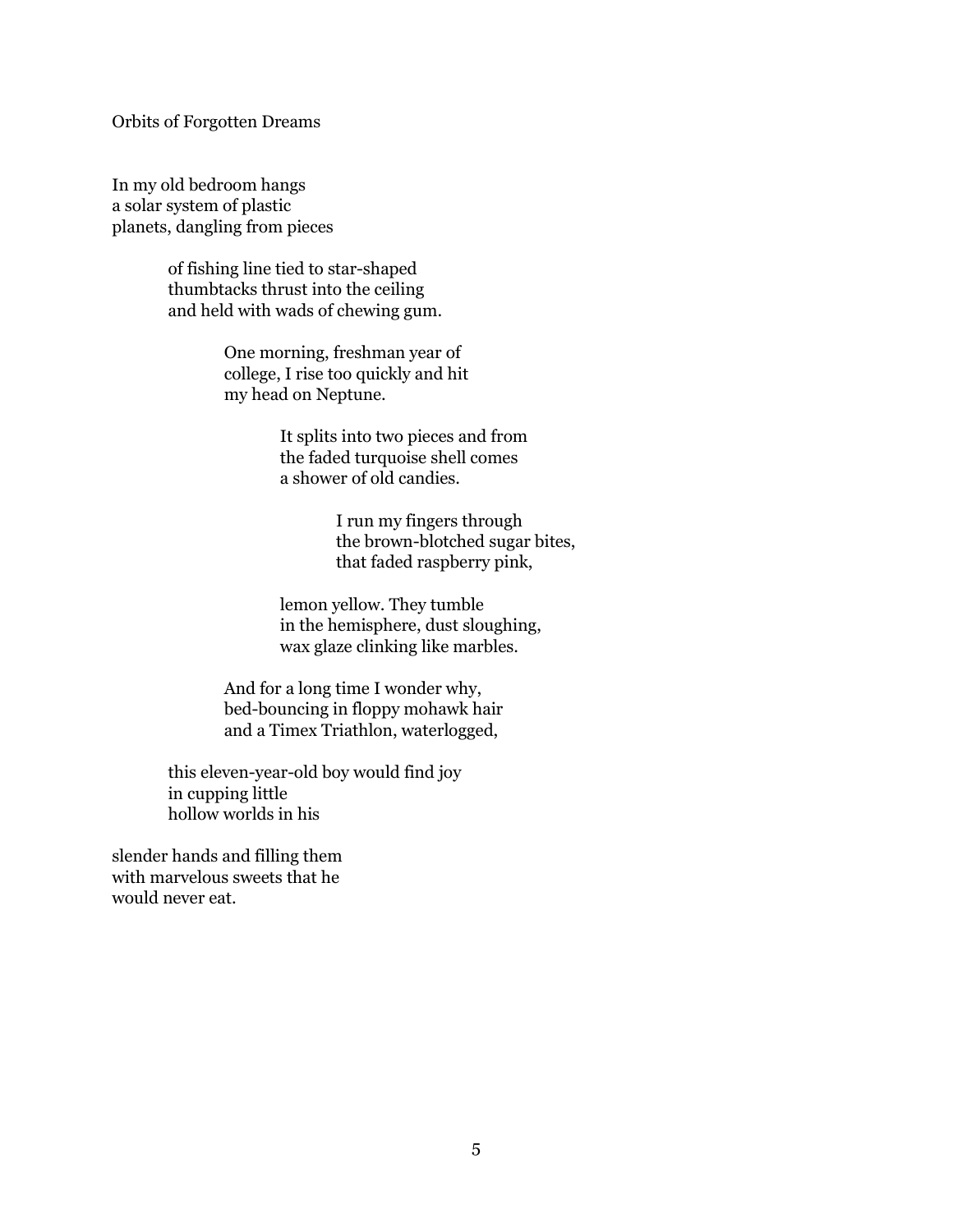## Orbits of Forgotten Dreams

In my old bedroom hangs  
a solar system of plastic  
planets, dangling from pieces

&nbsp;&nbsp;&nbsp;&nbsp;&nbsp;&nbsp;&nbsp;&nbsp;of fishing line tied to star-shaped  
&nbsp;&nbsp;&nbsp;&nbsp;&nbsp;&nbsp;&nbsp;&nbsp;thumbtacks thrust into the ceiling  
&nbsp;&nbsp;&nbsp;&nbsp;&nbsp;&nbsp;&nbsp;&nbsp;and held with wads of chewing gum.

&nbsp;&nbsp;&nbsp;&nbsp;&nbsp;&nbsp;&nbsp;&nbsp;&nbsp;&nbsp;&nbsp;&nbsp;&nbsp;&nbsp;&nbsp;&nbsp;One morning, freshman year of  
&nbsp;&nbsp;&nbsp;&nbsp;&nbsp;&nbsp;&nbsp;&nbsp;&nbsp;&nbsp;&nbsp;&nbsp;&nbsp;&nbsp;&nbsp;&nbsp;college, I rise too quickly and hit  
&nbsp;&nbsp;&nbsp;&nbsp;&nbsp;&nbsp;&nbsp;&nbsp;&nbsp;&nbsp;&nbsp;&nbsp;&nbsp;&nbsp;&nbsp;&nbsp;my head on Neptune.

&nbsp;&nbsp;&nbsp;&nbsp;&nbsp;&nbsp;&nbsp;&nbsp;&nbsp;&nbsp;&nbsp;&nbsp;&nbsp;&nbsp;&nbsp;&nbsp;&nbsp;&nbsp;&nbsp;&nbsp;&nbsp;&nbsp;&nbsp;&nbsp;It splits into two pieces and from  
&nbsp;&nbsp;&nbsp;&nbsp;&nbsp;&nbsp;&nbsp;&nbsp;&nbsp;&nbsp;&nbsp;&nbsp;&nbsp;&nbsp;&nbsp;&nbsp;&nbsp;&nbsp;&nbsp;&nbsp;&nbsp;&nbsp;&nbsp;&nbsp;the faded turquoise shell comes  
&nbsp;&nbsp;&nbsp;&nbsp;&nbsp;&nbsp;&nbsp;&nbsp;&nbsp;&nbsp;&nbsp;&nbsp;&nbsp;&nbsp;&nbsp;&nbsp;&nbsp;&nbsp;&nbsp;&nbsp;&nbsp;&nbsp;&nbsp;&nbsp;a shower of old candies.

&nbsp;&nbsp;&nbsp;&nbsp;&nbsp;&nbsp;&nbsp;&nbsp;&nbsp;&nbsp;&nbsp;&nbsp;&nbsp;&nbsp;&nbsp;&nbsp;&nbsp;&nbsp;&nbsp;&nbsp;&nbsp;&nbsp;&nbsp;&nbsp;&nbsp;&nbsp;&nbsp;&nbsp;&nbsp;&nbsp;&nbsp;&nbsp;I run my fingers through  
&nbsp;&nbsp;&nbsp;&nbsp;&nbsp;&nbsp;&nbsp;&nbsp;&nbsp;&nbsp;&nbsp;&nbsp;&nbsp;&nbsp;&nbsp;&nbsp;&nbsp;&nbsp;&nbsp;&nbsp;&nbsp;&nbsp;&nbsp;&nbsp;&nbsp;&nbsp;&nbsp;&nbsp;&nbsp;&nbsp;&nbsp;&nbsp;the brown-blotched sugar bites,  
&nbsp;&nbsp;&nbsp;&nbsp;&nbsp;&nbsp;&nbsp;&nbsp;&nbsp;&nbsp;&nbsp;&nbsp;&nbsp;&nbsp;&nbsp;&nbsp;&nbsp;&nbsp;&nbsp;&nbsp;&nbsp;&nbsp;&nbsp;&nbsp;&nbsp;&nbsp;&nbsp;&nbsp;&nbsp;&nbsp;&nbsp;&nbsp;that faded raspberry pink,

&nbsp;&nbsp;&nbsp;&nbsp;&nbsp;&nbsp;&nbsp;&nbsp;&nbsp;&nbsp;&nbsp;&nbsp;&nbsp;&nbsp;&nbsp;&nbsp;&nbsp;&nbsp;&nbsp;&nbsp;&nbsp;&nbsp;&nbsp;&nbsp;lemon yellow. They tumble  
&nbsp;&nbsp;&nbsp;&nbsp;&nbsp;&nbsp;&nbsp;&nbsp;&nbsp;&nbsp;&nbsp;&nbsp;&nbsp;&nbsp;&nbsp;&nbsp;&nbsp;&nbsp;&nbsp;&nbsp;&nbsp;&nbsp;&nbsp;&nbsp;in the hemisphere, dust sloughing,  
&nbsp;&nbsp;&nbsp;&nbsp;&nbsp;&nbsp;&nbsp;&nbsp;&nbsp;&nbsp;&nbsp;&nbsp;&nbsp;&nbsp;&nbsp;&nbsp;&nbsp;&nbsp;&nbsp;&nbsp;&nbsp;&nbsp;&nbsp;&nbsp;wax glaze clinking like marbles.

&nbsp;&nbsp;&nbsp;&nbsp;&nbsp;&nbsp;&nbsp;&nbsp;&nbsp;&nbsp;&nbsp;&nbsp;&nbsp;&nbsp;&nbsp;&nbsp;And for a long time I wonder why,  
&nbsp;&nbsp;&nbsp;&nbsp;&nbsp;&nbsp;&nbsp;&nbsp;&nbsp;&nbsp;&nbsp;&nbsp;&nbsp;&nbsp;&nbsp;&nbsp;bed-bouncing in floppy mohawk hair  
&nbsp;&nbsp;&nbsp;&nbsp;&nbsp;&nbsp;&nbsp;&nbsp;&nbsp;&nbsp;&nbsp;&nbsp;&nbsp;&nbsp;&nbsp;&nbsp;and a Timex Triathlon, waterlogged,

&nbsp;&nbsp;&nbsp;&nbsp;&nbsp;&nbsp;&nbsp;&nbsp;this eleven-year-old boy would find joy  
&nbsp;&nbsp;&nbsp;&nbsp;&nbsp;&nbsp;&nbsp;&nbsp;in cupping little  
&nbsp;&nbsp;&nbsp;&nbsp;&nbsp;&nbsp;&nbsp;&nbsp;hollow worlds in his

slender hands and filling them  
with marvelous sweets that he  
would never eat.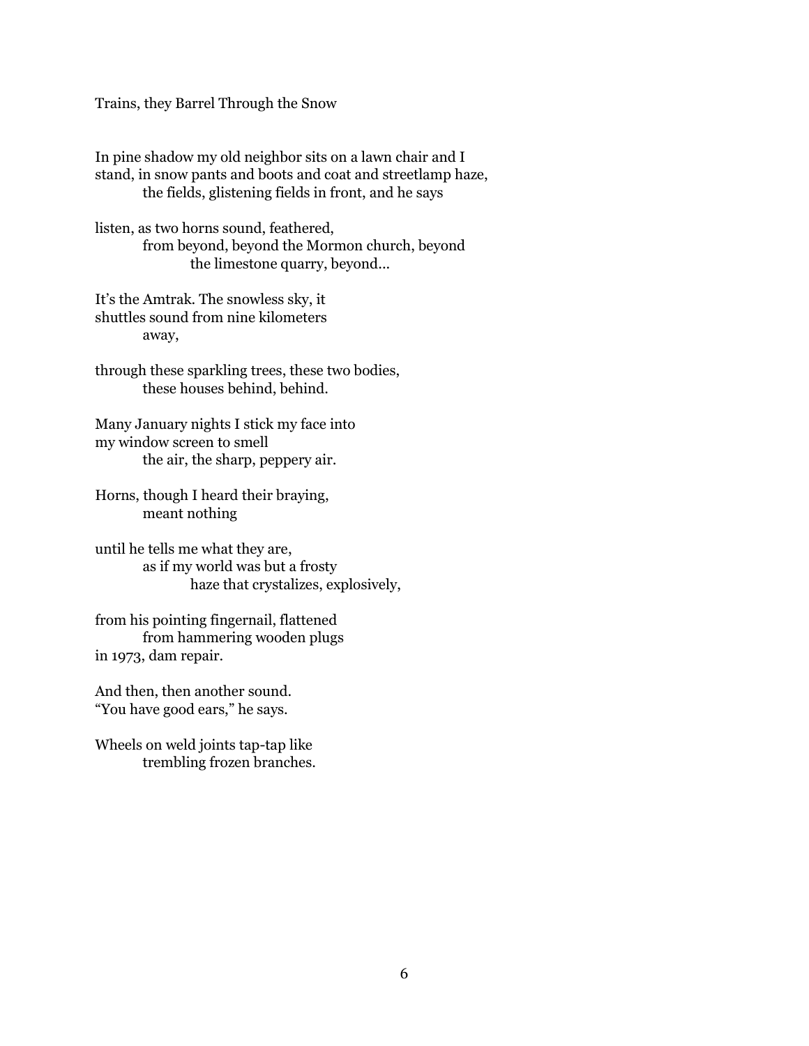Trains, they Barrel Through the Snow

In pine shadow my old neighbor sits on a lawn chair and I  
stand, in snow pants and boots and coat and streetlamp haze,  
&emsp;&emsp;&emsp;the fields, glistening fields in front, and he says

listen, as two horns sound, feathered,  
&emsp;&emsp;&emsp;from beyond, beyond the Mormon church, beyond  
&emsp;&emsp;&emsp;&emsp;&emsp;&emsp;the limestone quarry, beyond...

It's the Amtrak. The snowless sky, it  
shuttles sound from nine kilometers  
&emsp;&emsp;&emsp;away,

through these sparkling trees, these two bodies,  
&emsp;&emsp;&emsp;these houses behind, behind.

Many January nights I stick my face into  
my window screen to smell  
&emsp;&emsp;&emsp;the air, the sharp, peppery air.

Horns, though I heard their braying,  
&emsp;&emsp;&emsp;meant nothing

until he tells me what they are,  
&emsp;&emsp;&emsp;as if my world was but a frosty  
&emsp;&emsp;&emsp;&emsp;&emsp;&emsp;haze that crystalizes, explosively,

from his pointing fingernail, flattened  
&emsp;&emsp;&emsp;from hammering wooden plugs  
in 1973, dam repair.

And then, then another sound.  
"You have good ears," he says.

Wheels on weld joints tap-tap like  
&emsp;&emsp;&emsp;trembling frozen branches.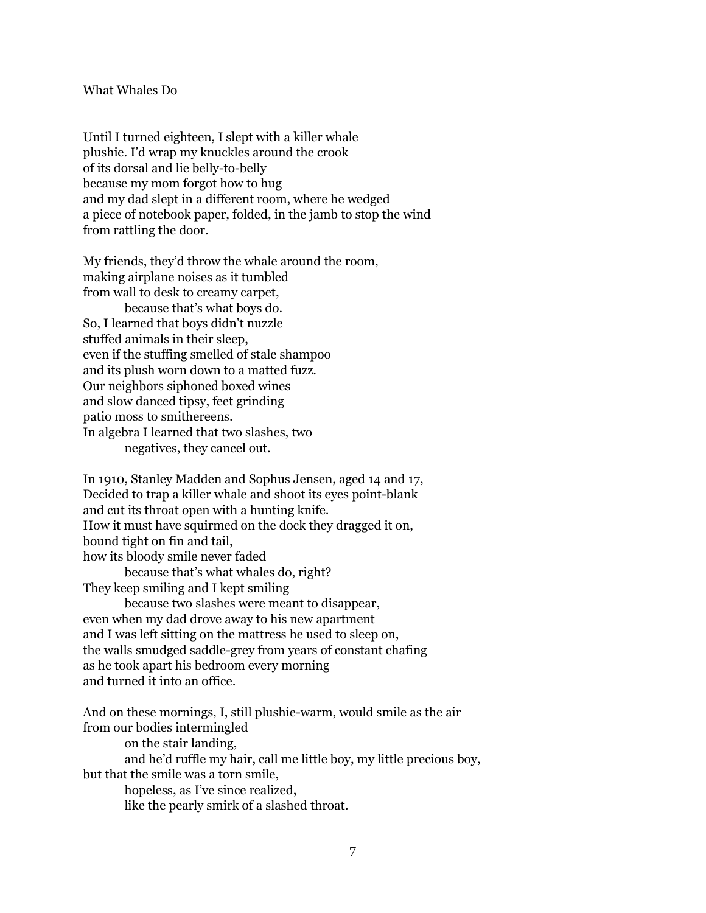What Whales Do

Until I turned eighteen, I slept with a killer whale  
plushie. I'd wrap my knuckles around the crook  
of its dorsal and lie belly-to-belly  
because my mom forgot how to hug  
and my dad slept in a different room, where he wedged  
a piece of notebook paper, folded, in the jamb to stop the wind  
from rattling the door.

My friends, they'd throw the whale around the room,  
making airplane noises as it tumbled  
from wall to desk to creamy carpet,  
&emsp;&emsp;&emsp;because that's what boys do.  
So, I learned that boys didn't nuzzle  
stuffed animals in their sleep,  
even if the stuffing smelled of stale shampoo  
and its plush worn down to a matted fuzz.  
Our neighbors siphoned boxed wines  
and slow danced tipsy, feet grinding  
patio moss to smithereens.  
In algebra I learned that two slashes, two  
&emsp;&emsp;&emsp;negatives, they cancel out.

In 1910, Stanley Madden and Sophus Jensen, aged 14 and 17,  
Decided to trap a killer whale and shoot its eyes point-blank  
and cut its throat open with a hunting knife.  
How it must have squirmed on the dock they dragged it on,  
bound tight on fin and tail,  
how its bloody smile never faded  
&emsp;&emsp;&emsp;because that's what whales do, right?  
They keep smiling and I kept smiling  
&emsp;&emsp;&emsp;because two slashes were meant to disappear,  
even when my dad drove away to his new apartment  
and I was left sitting on the mattress he used to sleep on,  
the walls smudged saddle-grey from years of constant chafing  
as he took apart his bedroom every morning  
and turned it into an office.

And on these mornings, I, still plushie-warm, would smile as the air  
from our bodies intermingled  
&emsp;&emsp;&emsp;on the stair landing,  
&emsp;&emsp;&emsp;and he'd ruffle my hair, call me little boy, my little precious boy,  
but that the smile was a torn smile,  
&emsp;&emsp;&emsp;hopeless, as I've since realized,  
&emsp;&emsp;&emsp;like the pearly smirk of a slashed throat.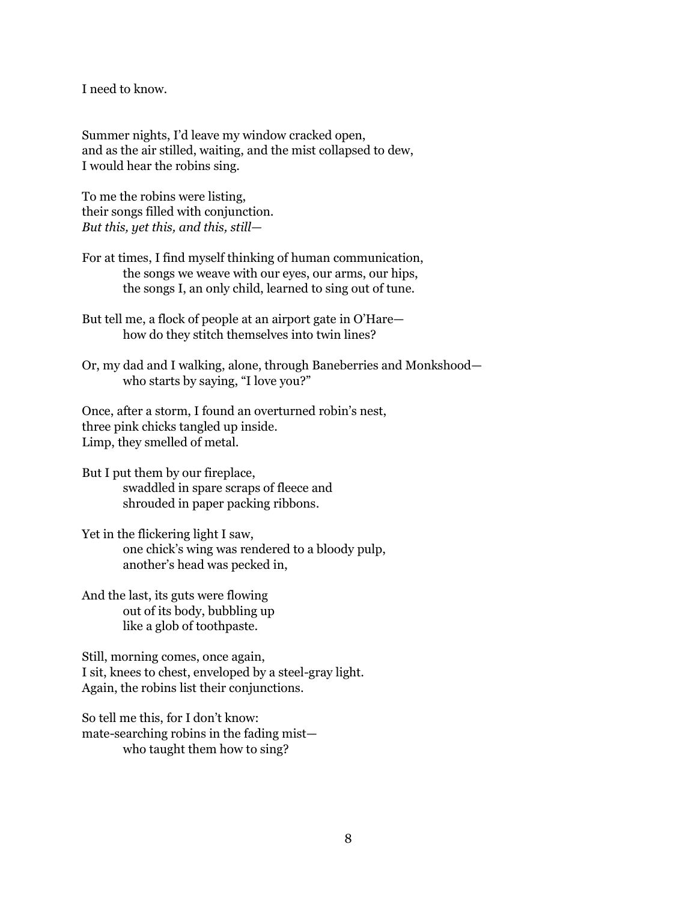I need to know.

Summer nights, I'd leave my window cracked open,  
and as the air stilled, waiting, and the mist collapsed to dew,  
I would hear the robins sing.

To me the robins were listing,  
their songs filled with conjunction.  
*But this, yet this, and this, still—*

For at times, I find myself thinking of human communication,  
&nbsp;&nbsp;&nbsp;&nbsp;&nbsp;&nbsp;&nbsp;&nbsp;the songs we weave with our eyes, our arms, our hips,  
&nbsp;&nbsp;&nbsp;&nbsp;&nbsp;&nbsp;&nbsp;&nbsp;the songs I, an only child, learned to sing out of tune.

But tell me, a flock of people at an airport gate in O'Hare—  
&nbsp;&nbsp;&nbsp;&nbsp;&nbsp;&nbsp;&nbsp;&nbsp;how do they stitch themselves into twin lines?

Or, my dad and I walking, alone, through Baneberries and Monkshood—  
&nbsp;&nbsp;&nbsp;&nbsp;&nbsp;&nbsp;&nbsp;&nbsp;who starts by saying, "I love you?"

Once, after a storm, I found an overturned robin's nest,  
three pink chicks tangled up inside.  
Limp, they smelled of metal.

But I put them by our fireplace,  
&nbsp;&nbsp;&nbsp;&nbsp;&nbsp;&nbsp;&nbsp;&nbsp;swaddled in spare scraps of fleece and  
&nbsp;&nbsp;&nbsp;&nbsp;&nbsp;&nbsp;&nbsp;&nbsp;shrouded in paper packing ribbons.

Yet in the flickering light I saw,  
&nbsp;&nbsp;&nbsp;&nbsp;&nbsp;&nbsp;&nbsp;&nbsp;one chick's wing was rendered to a bloody pulp,  
&nbsp;&nbsp;&nbsp;&nbsp;&nbsp;&nbsp;&nbsp;&nbsp;another's head was pecked in,

And the last, its guts were flowing  
&nbsp;&nbsp;&nbsp;&nbsp;&nbsp;&nbsp;&nbsp;&nbsp;out of its body, bubbling up  
&nbsp;&nbsp;&nbsp;&nbsp;&nbsp;&nbsp;&nbsp;&nbsp;like a glob of toothpaste.

Still, morning comes, once again,  
I sit, knees to chest, enveloped by a steel-gray light.  
Again, the robins list their conjunctions.

So tell me this, for I don't know:  
mate-searching robins in the fading mist—  
&nbsp;&nbsp;&nbsp;&nbsp;&nbsp;&nbsp;&nbsp;&nbsp;who taught them how to sing?